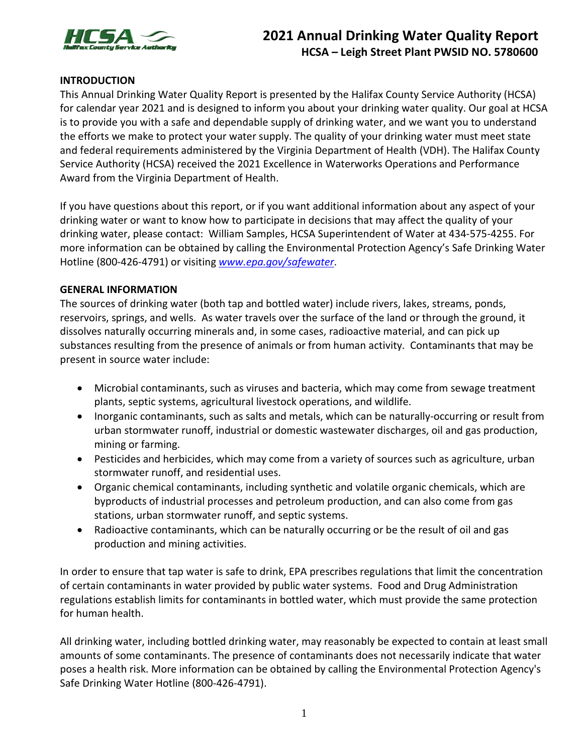# 2021 Annual Drinking Water Quality Report

## HCSA – Leigh Street Plant PWSID NO. 5780600

### INTRODUCTION

This Annual Drinking Water Quality Report is presented by the Halifax County Service Authority (HCSA) for calendar year 2021 and is designed to inform you about your drinking water quality. Our goal at HCSA is to provide you with a safe and dependable supply of drinking water, and we want you to understand the efforts we make to protect your water supply. The quality of your drinking water must meet state and federal requirements administered by the Virginia Department of Health (VDH). The Halifax County Service Authority (HCSA) received the 2021 Excellence in Waterworks Operations and Performance Award from the Virginia Department of Health.

If you have questions about this report, or if you want additional information about any aspect of your drinking water or want to know how to participate in decisions that may affect the quality of your drinking water, please contact: William Samples, HCSA Superintendent of Water at 434-575-4255. For more information can be obtained by calling the Environmental Protection Agency's Safe Drinking Water Hotline (800-426-4791) or visiting *www.epa.gov/safewater*.

### GENERAL INFORMATION

The sources of drinking water (both tap and bottled water) include rivers, lakes, streams, ponds, reservoirs, springs, and wells. As water travels over the surface of the land or through the ground, it dissolves naturally occurring minerals and, in some cases, radioactive material, and can pick up substances resulting from the presence of animals or from human activity. Contaminants that may be present in source water include:

- Microbial contaminants, such as viruses and bacteria, which may come from sewage treatment plants, septic systems, agricultural livestock operations, and wildlife.
- Inorganic contaminants, such as salts and metals, which can be naturally-occurring or result from urban stormwater runoff, industrial or domestic wastewater discharges, oil and gas production, mining or farming.
- Pesticides and herbicides, which may come from a variety of sources such as agriculture, urban stormwater runoff, and residential uses.
- Organic chemical contaminants, including synthetic and volatile organic chemicals, which are byproducts of industrial processes and petroleum production, and can also come from gas stations, urban stormwater runoff, and septic systems.
- Radioactive contaminants, which can be naturally occurring or be the result of oil and gas production and mining activities.

In order to ensure that tap water is safe to drink, EPA prescribes regulations that limit the concentration of certain contaminants in water provided by public water systems. Food and Drug Administration regulations establish limits for contaminants in bottled water, which must provide the same protection for human health.

All drinking water, including bottled drinking water, may reasonably be expected to contain at least small amounts of some contaminants. The presence of contaminants does not necessarily indicate that water poses a health risk. More information can be obtained by calling the Environmental Protection Agency's Safe Drinking Water Hotline (800-426-4791).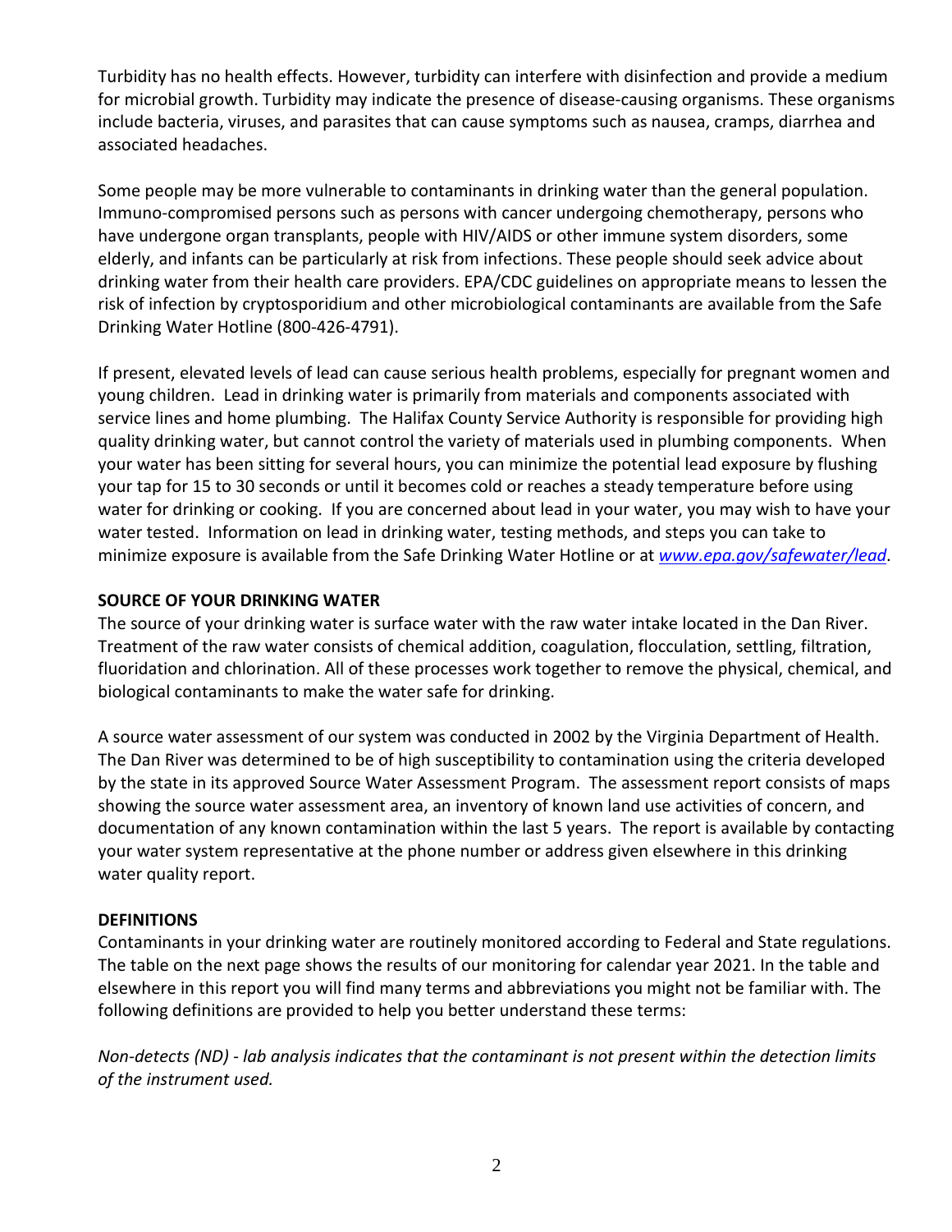Turbidity has no health effects. However, turbidity can interfere with disinfection and provide a medium for microbial growth. Turbidity may indicate the presence of disease-causing organisms. These organisms include bacteria, viruses, and parasites that can cause symptoms such as nausea, cramps, diarrhea and associated headaches.

Some people may be more vulnerable to contaminants in drinking water than the general population. Immuno-compromised persons such as persons with cancer undergoing chemotherapy, persons who have undergone organ transplants, people with HIV/AIDS or other immune system disorders, some elderly, and infants can be particularly at risk from infections. These people should seek advice about drinking water from their health care providers. EPA/CDC guidelines on appropriate means to lessen the risk of infection by cryptosporidium and other microbiological contaminants are available from the Safe Drinking Water Hotline (800-426-4791).

If present, elevated levels of lead can cause serious health problems, especially for pregnant women and young children. Lead in drinking water is primarily from materials and components associated with service lines and home plumbing. The Halifax County Service Authority is responsible for providing high quality drinking water, but cannot control the variety of materials used in plumbing components. When your water has been sitting for several hours, you can minimize the potential lead exposure by flushing your tap for 15 to 30 seconds or until it becomes cold or reaches a steady temperature before using water for drinking or cooking. If you are concerned about lead in your water, you may wish to have your water tested. Information on lead in drinking water, testing methods, and steps you can take to minimize exposure is available from the Safe Drinking Water Hotline or at *www.epa.gov/safewater/lead*.

## SOURCE OF YOUR DRINKING WATER

The source of your drinking water is surface water with the raw water intake located in the Dan River. Treatment of the raw water consists of chemical addition, coagulation, flocculation, settling, filtration, fluoridation and chlorination. All of these processes work together to remove the physical, chemical, and biological contaminants to make the water safe for drinking.

A source water assessment of our system was conducted in 2002 by the Virginia Department of Health. The Dan River was determined to be of high susceptibility to contamination using the criteria developed by the state in its approved Source Water Assessment Program. The assessment report consists of maps showing the source water assessment area, an inventory of known land use activities of concern, and documentation of any known contamination within the last 5 years. The report is available by contacting your water system representative at the phone number or address given elsewhere in this drinking water quality report.

## DEFINITIONS

Contaminants in your drinking water are routinely monitored according to Federal and State regulations. The table on the next page shows the results of our monitoring for calendar year 2021. In the table and elsewhere in this report you will find many terms and abbreviations you might not be familiar with. The following definitions are provided to help you better understand these terms:

*Non-detects (ND) - lab analysis indicates that the contaminant is not present within the detection limits of the instrument used.*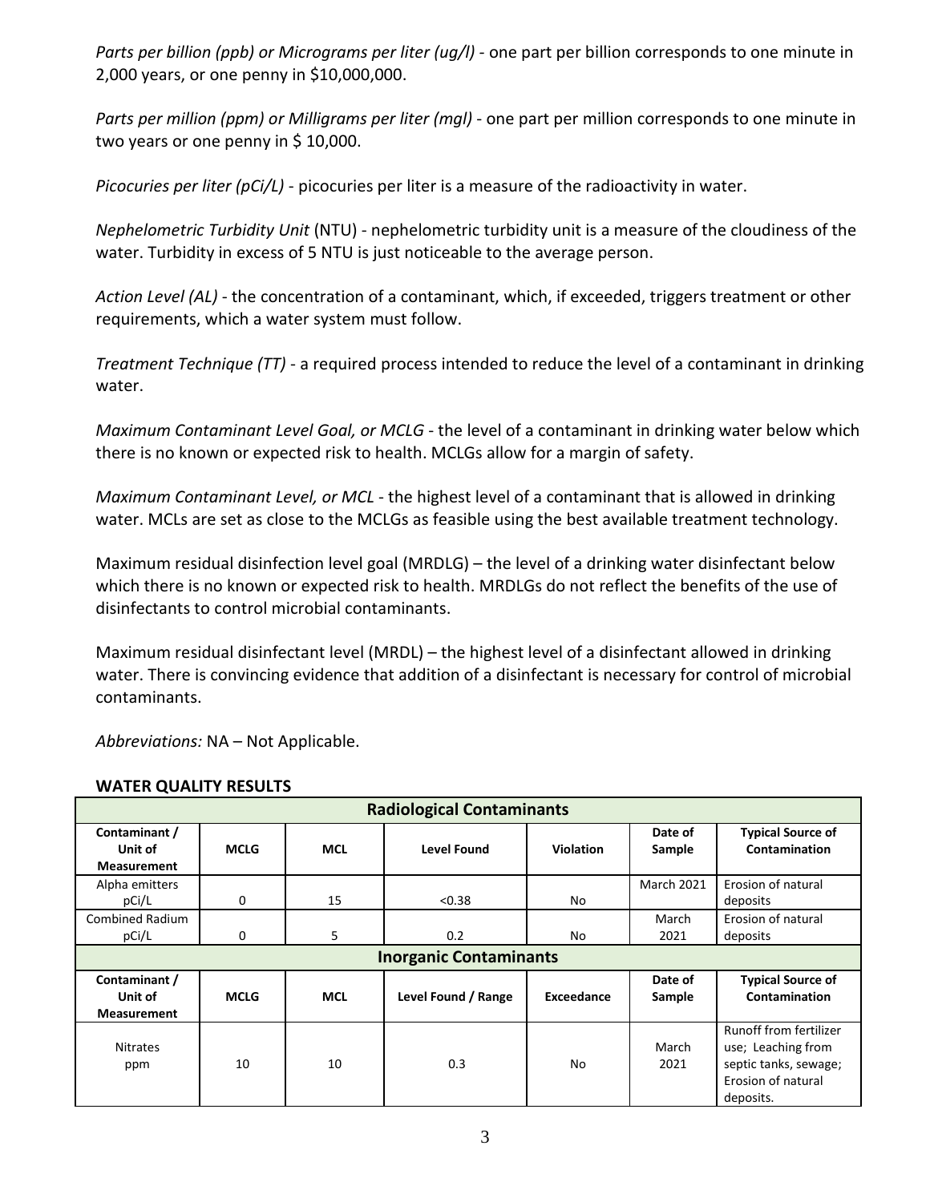*Parts per billion (ppb) or Micrograms per liter (ug/l)* - one part per billion corresponds to one minute in 2,000 years, or one penny in $10,000,000.

*Parts per million (ppm) or Milligrams per liter (mgl)* - one part per million corresponds to one minute in two years or one penny in $ 10,000.

*Picocuries per liter (pCi/L)* - picocuries per liter is a measure of the radioactivity in water.

*Nephelometric Turbidity Unit* (NTU) - nephelometric turbidity unit is a measure of the cloudiness of the water. Turbidity in excess of 5 NTU is just noticeable to the average person.

*Action Level (AL)* - the concentration of a contaminant, which, if exceeded, triggers treatment or other requirements, which a water system must follow.

*Treatment Technique (TT)* - a required process intended to reduce the level of a contaminant in drinking water.

*Maximum Contaminant Level Goal, or MCLG* - the level of a contaminant in drinking water below which there is no known or expected risk to health. MCLGs allow for a margin of safety.

*Maximum Contaminant Level, or MCL* - the highest level of a contaminant that is allowed in drinking water. MCLs are set as close to the MCLGs as feasible using the best available treatment technology.

Maximum residual disinfection level goal (MRDLG) – the level of a drinking water disinfectant below which there is no known or expected risk to health. MRDLGs do not reflect the benefits of the use of disinfectants to control microbial contaminants.

Maximum residual disinfectant level (MRDL) – the highest level of a disinfectant allowed in drinking water. There is convincing evidence that addition of a disinfectant is necessary for control of microbial contaminants.

*Abbreviations:* NA – Not Applicable.

**WATER QUALITY RESULTS**

| **Radiological Contaminants** | | | | | | |
|---|---|---|---|---|---|---|
| **Contaminant / Unit of Measurement** | **MCLG** | **MCL** | **Level Found** | **Violation** | **Date of Sample** | **Typical Source of Contamination** |
| Alpha emitters pCi/L | 0 | 15 | <0.38 | No | March 2021 | Erosion of natural deposits |
| Combined Radium pCi/L | 0 | 5 | 0.2 | No | March 2021 | Erosion of natural deposits |
| **Inorganic Contaminants** | | | | | | |
| **Contaminant / Unit of Measurement** | **MCLG** | **MCL** | **Level Found / Range** | **Exceedance** | **Date of Sample** | **Typical Source of Contamination** |
| Nitrates ppm | 10 | 10 | 0.3 | No | March 2021 | Runoff from fertilizer use; Leaching from septic tanks, sewage; Erosion of natural deposits. |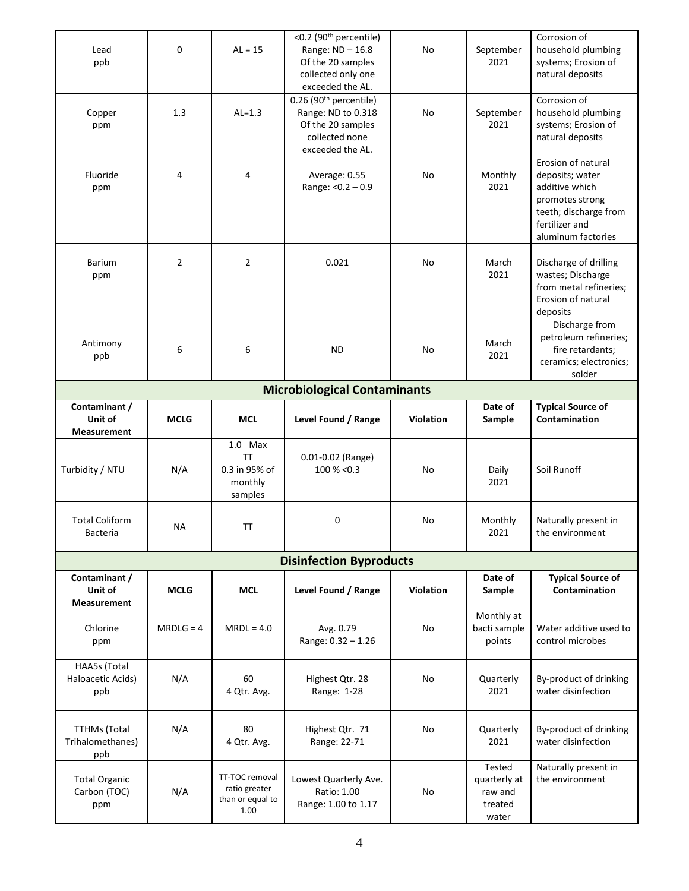| Lead ppb | 0 | AL = 15 | <0.2 (90th percentile) Range: ND – 16.8 Of the 20 samples collected only one exceeded the AL. | No | September 2021 | Corrosion of household plumbing systems; Erosion of natural deposits |
|---|---|---|---|---|---|---|
| Copper ppm | 1.3 | AL=1.3 | 0.26 (90th percentile) Range: ND to 0.318 Of the 20 samples collected none exceeded the AL. | No | September 2021 | Corrosion of household plumbing systems; Erosion of natural deposits |
| Fluoride ppm | 4 | 4 | Average: 0.55 Range: <0.2 – 0.9 | No | Monthly 2021 | Erosion of natural deposits; water additive which promotes strong teeth; discharge from fertilizer and aluminum factories |
| Barium ppm | 2 | 2 | 0.021 | No | March 2021 | Discharge of drilling wastes; Discharge from metal refineries; Erosion of natural deposits |
| Antimony ppb | 6 | 6 | ND | No | March 2021 | Discharge from petroleum refineries; fire retardants; ceramics; electronics; solder |

## Microbiological Contaminants

| Contaminant / Unit of Measurement | MCLG | MCL | Level Found / Range | Violation | Date of Sample | Typical Source of Contamination |
|---|---|---|---|---|---|---|
| Turbidity / NTU | N/A | 1.0 Max TT 0.3 in 95% of monthly samples | 0.01-0.02 (Range) 100 % <0.3 | No | Daily 2021 | Soil Runoff |
| Total Coliform Bacteria | NA | TT | 0 | No | Monthly 2021 | Naturally present in the environment |

## Disinfection Byproducts

| Contaminant / Unit of Measurement | MCLG | MCL | Level Found / Range | Violation | Date of Sample | Typical Source of Contamination |
|---|---|---|---|---|---|---|
| Chlorine ppm | MRDLG = 4 | MRDL = 4.0 | Avg. 0.79 Range: 0.32 – 1.26 | No | Monthly at bacti sample points | Water additive used to control microbes |
| HAA5s (Total Haloacetic Acids) ppb | N/A | 60 4 Qtr. Avg. | Highest Qtr. 28 Range: 1-28 | No | Quarterly 2021 | By-product of drinking water disinfection |
| TTHMs (Total Trihalomethanes) ppb | N/A | 80 4 Qtr. Avg. | Highest Qtr. 71 Range: 22-71 | No | Quarterly 2021 | By-product of drinking water disinfection |
| Total Organic Carbon (TOC) ppm | N/A | TT-TOC removal ratio greater than or equal to 1.00 | Lowest Quarterly Ave. Ratio: 1.00 Range: 1.00 to 1.17 | No | Tested quarterly at raw and treated water | Naturally present in the environment |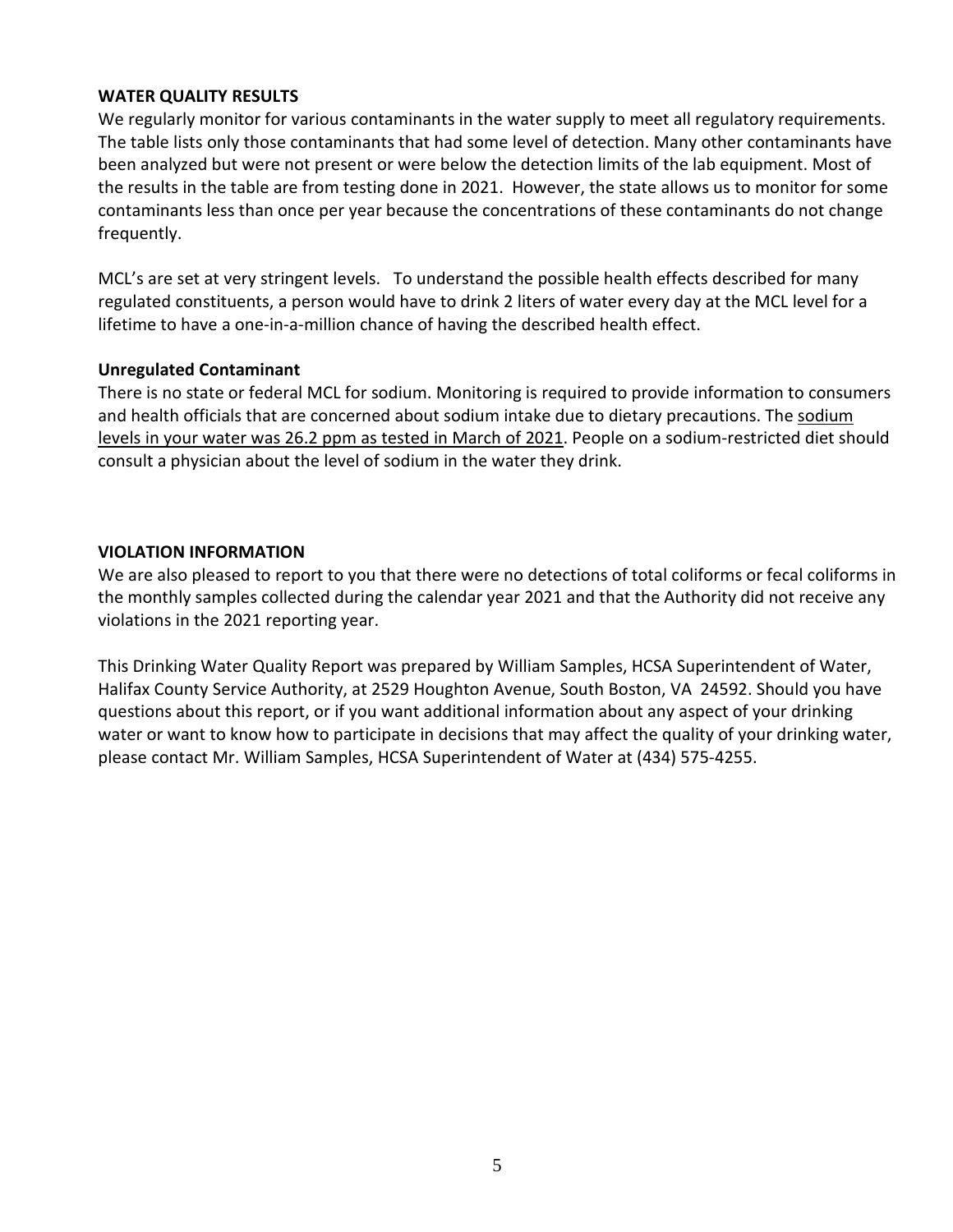**WATER QUALITY RESULTS**

We regularly monitor for various contaminants in the water supply to meet all regulatory requirements. The table lists only those contaminants that had some level of detection. Many other contaminants have been analyzed but were not present or were below the detection limits of the lab equipment. Most of the results in the table are from testing done in 2021. However, the state allows us to monitor for some contaminants less than once per year because the concentrations of these contaminants do not change frequently.

MCL's are set at very stringent levels. To understand the possible health effects described for many regulated constituents, a person would have to drink 2 liters of water every day at the MCL level for a lifetime to have a one-in-a-million chance of having the described health effect.

**Unregulated Contaminant**

There is no state or federal MCL for sodium. Monitoring is required to provide information to consumers and health officials that are concerned about sodium intake due to dietary precautions. The sodium levels in your water was 26.2 ppm as tested in March of 2021. People on a sodium-restricted diet should consult a physician about the level of sodium in the water they drink.

**VIOLATION INFORMATION**

We are also pleased to report to you that there were no detections of total coliforms or fecal coliforms in the monthly samples collected during the calendar year 2021 and that the Authority did not receive any violations in the 2021 reporting year.

This Drinking Water Quality Report was prepared by William Samples, HCSA Superintendent of Water, Halifax County Service Authority, at 2529 Houghton Avenue, South Boston, VA 24592. Should you have questions about this report, or if you want additional information about any aspect of your drinking water or want to know how to participate in decisions that may affect the quality of your drinking water, please contact Mr. William Samples, HCSA Superintendent of Water at (434) 575-4255.